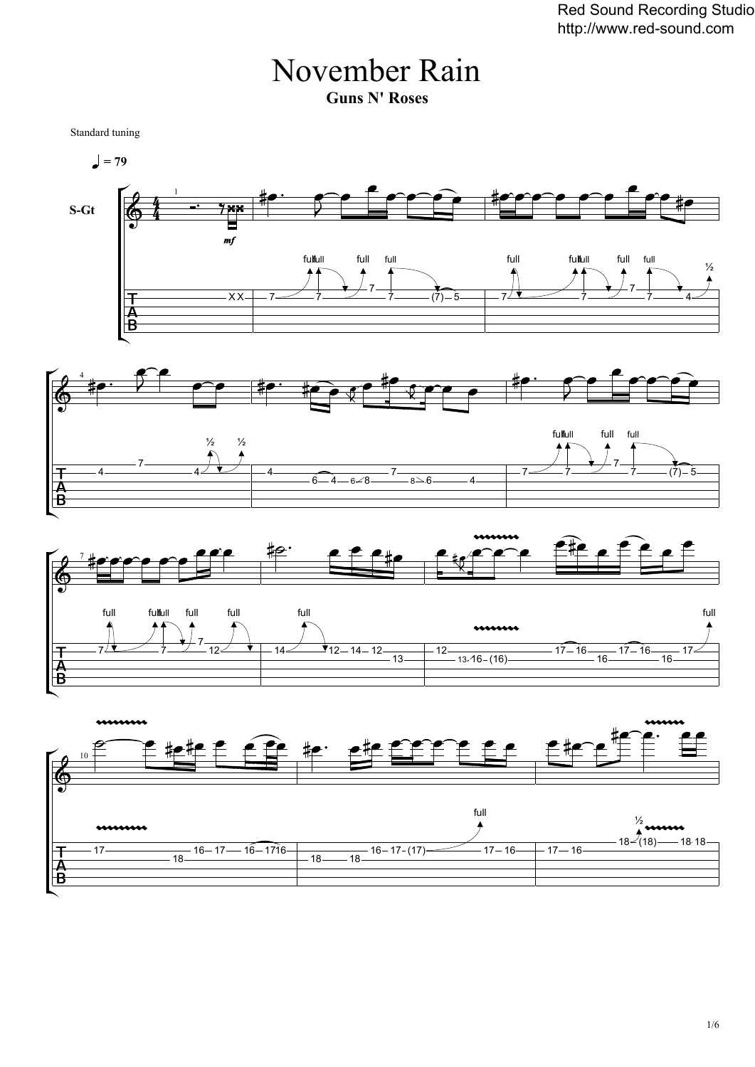Red Sound Recording Studio
http://www.red-sound.com

# November Rain

**Guns N' Roses**

Standard tuning

♩ = 79

S-Gt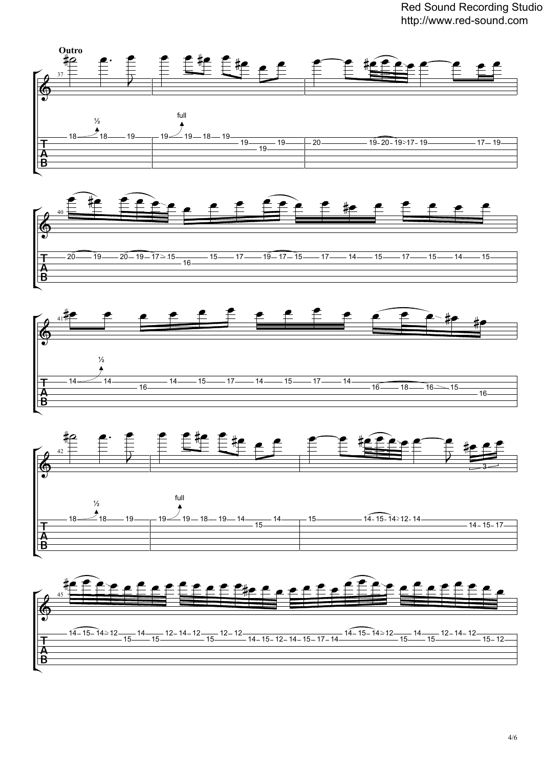**Outro**